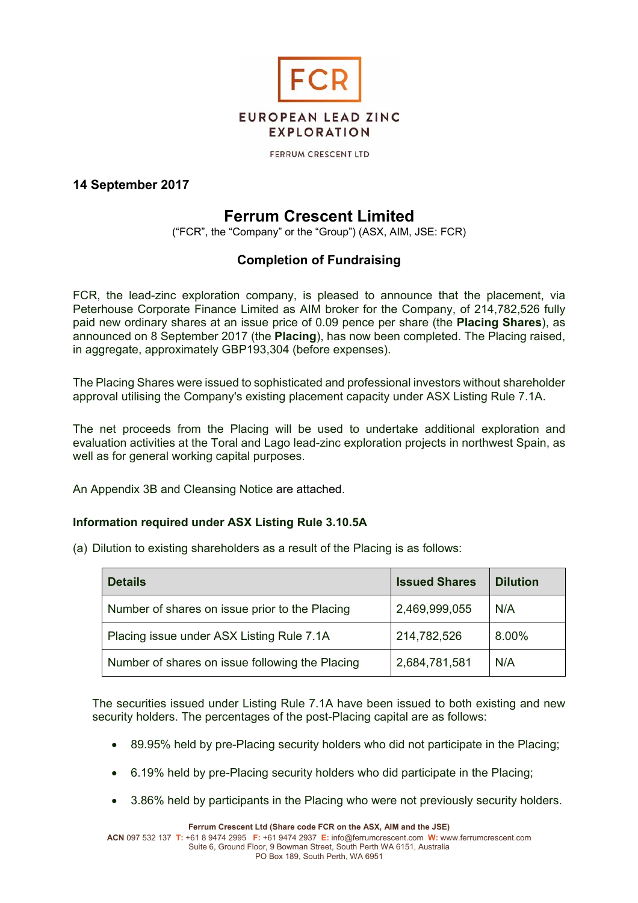FCR

EUROPEAN LEAD ZINC EXPLORATION

FERRUM CRESCENT LTD

**14 September 2017**

# Ferrum Crescent Limited

("FCR", the "Company" or the "Group") (ASX, AIM, JSE: FCR)

## Completion of Fundraising

FCR, the lead-zinc exploration company, is pleased to announce that the placement, via Peterhouse Corporate Finance Limited as AIM broker for the Company, of 214,782,526 fully paid new ordinary shares at an issue price of 0.09 pence per share (the **Placing Shares**), as announced on 8 September 2017 (the **Placing**), has now been completed. The Placing raised, in aggregate, approximately GBP193,304 (before expenses).

The Placing Shares were issued to sophisticated and professional investors without shareholder approval utilising the Company's existing placement capacity under ASX Listing Rule 7.1A.

The net proceeds from the Placing will be used to undertake additional exploration and evaluation activities at the Toral and Lago lead-zinc exploration projects in northwest Spain, as well as for general working capital purposes.

An Appendix 3B and Cleansing Notice are attached.

### Information required under ASX Listing Rule 3.10.5A

(a) Dilution to existing shareholders as a result of the Placing is as follows:

| Details | Issued Shares | Dilution |
|---|---|---|
| Number of shares on issue prior to the Placing | 2,469,999,055 | N/A |
| Placing issue under ASX Listing Rule 7.1A | 214,782,526 | 8.00% |
| Number of shares on issue following the Placing | 2,684,781,581 | N/A |

The securities issued under Listing Rule 7.1A have been issued to both existing and new security holders. The percentages of the post-Placing capital are as follows:

- 89.95% held by pre-Placing security holders who did not participate in the Placing;
- 6.19% held by pre-Placing security holders who did participate in the Placing;
- 3.86% held by participants in the Placing who were not previously security holders.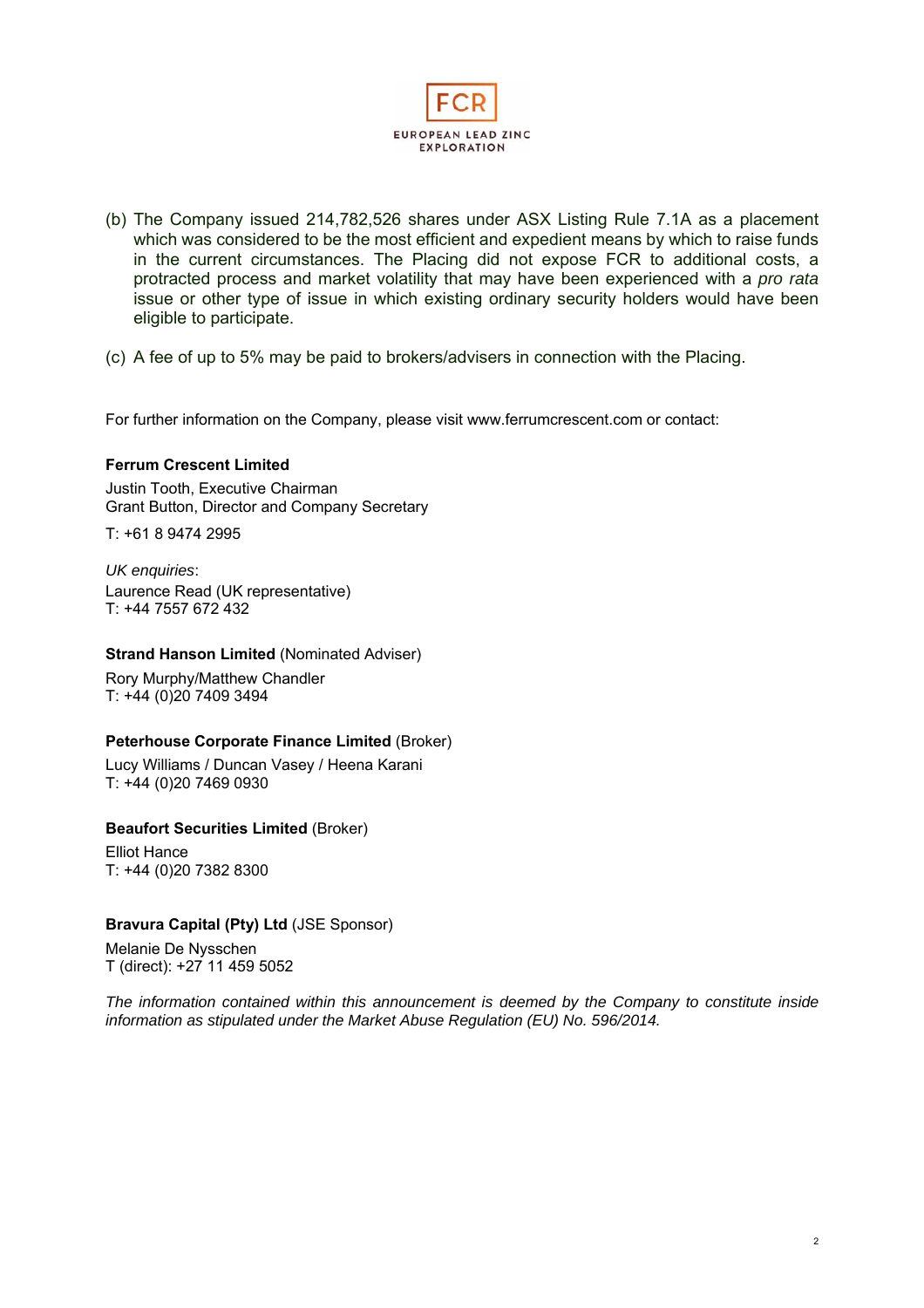(b) The Company issued 214,782,526 shares under ASX Listing Rule 7.1A as a placement which was considered to be the most efficient and expedient means by which to raise funds in the current circumstances. The Placing did not expose FCR to additional costs, a protracted process and market volatility that may have been experienced with a *pro rata* issue or other type of issue in which existing ordinary security holders would have been eligible to participate.

(c) A fee of up to 5% may be paid to brokers/advisers in connection with the Placing.

For further information on the Company, please visit www.ferrumcrescent.com or contact:

**Ferrum Crescent Limited**

Justin Tooth, Executive Chairman
Grant Button, Director and Company Secretary

T: +61 8 9474 2995

*UK enquiries*:
Laurence Read (UK representative)
T: +44 7557 672 432

**Strand Hanson Limited** (Nominated Adviser)

Rory Murphy/Matthew Chandler
T: +44 (0)20 7409 3494

**Peterhouse Corporate Finance Limited** (Broker)

Lucy Williams / Duncan Vasey / Heena Karani
T: +44 (0)20 7469 0930

**Beaufort Securities Limited** (Broker)

Elliot Hance
T: +44 (0)20 7382 8300

**Bravura Capital (Pty) Ltd** (JSE Sponsor)

Melanie De Nysschen
T (direct): +27 11 459 5052

*The information contained within this announcement is deemed by the Company to constitute inside information as stipulated under the Market Abuse Regulation (EU) No. 596/2014.*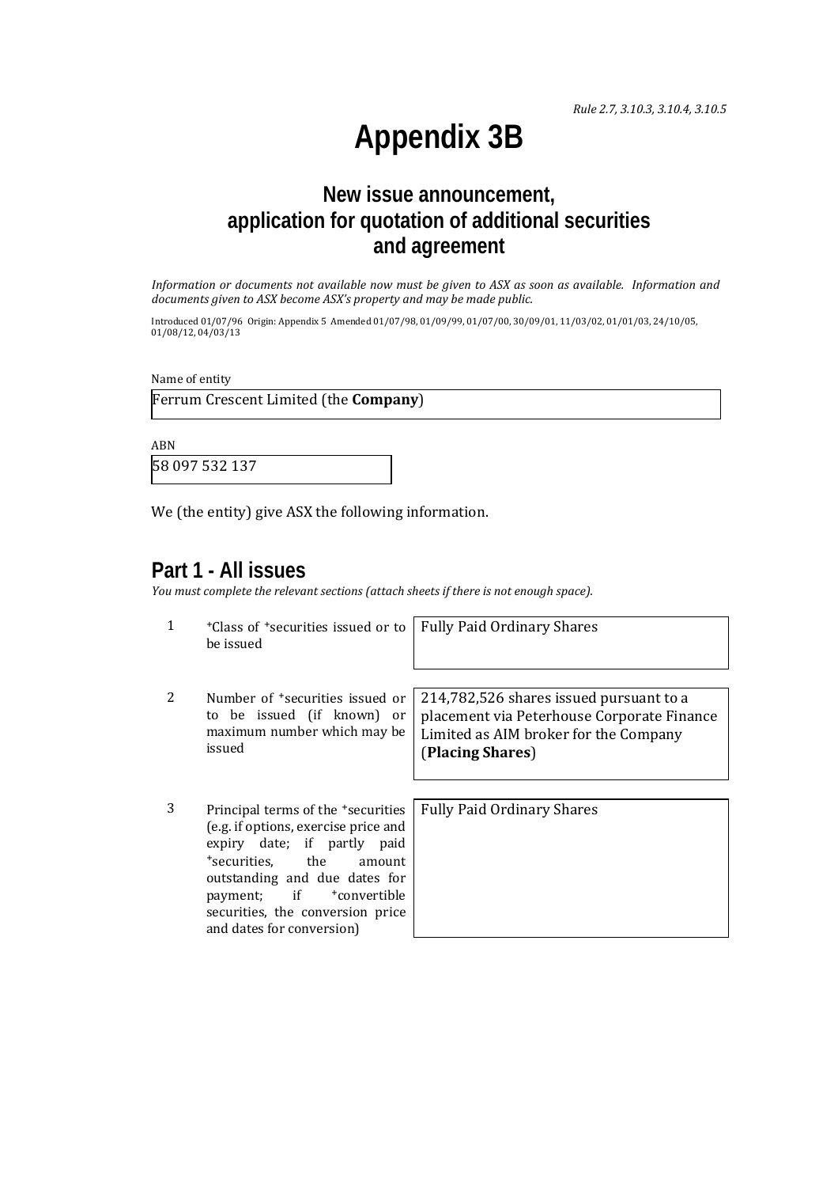*Rule 2.7, 3.10.3, 3.10.4, 3.10.5*

# Appendix 3B

## New issue announcement, application for quotation of additional securities and agreement

*Information or documents not available now must be given to ASX as soon as available. Information and documents given to ASX become ASX's property and may be made public.*

Introduced 01/07/96 Origin: Appendix 5 Amended 01/07/98, 01/09/99, 01/07/00, 30/09/01, 11/03/02, 01/01/03, 24/10/05, 01/08/12, 04/03/13

Name of entity

Ferrum Crescent Limited (the **Company**)

ABN

58 097 532 137

We (the entity) give ASX the following information.

## Part 1 - All issues

*You must complete the relevant sections (attach sheets if there is not enough space).*

| | | |
|---|---|---|
| 1 | +Class of +securities issued or to be issued | Fully Paid Ordinary Shares |
| 2 | Number of +securities issued or to be issued (if known) or maximum number which may be issued | 214,782,526 shares issued pursuant to a placement via Peterhouse Corporate Finance Limited as AIM broker for the Company (**Placing Shares**) |
| 3 | Principal terms of the +securities (e.g. if options, exercise price and expiry date; if partly paid +securities, the amount outstanding and due dates for payment; if +convertible securities, the conversion price and dates for conversion) | Fully Paid Ordinary Shares |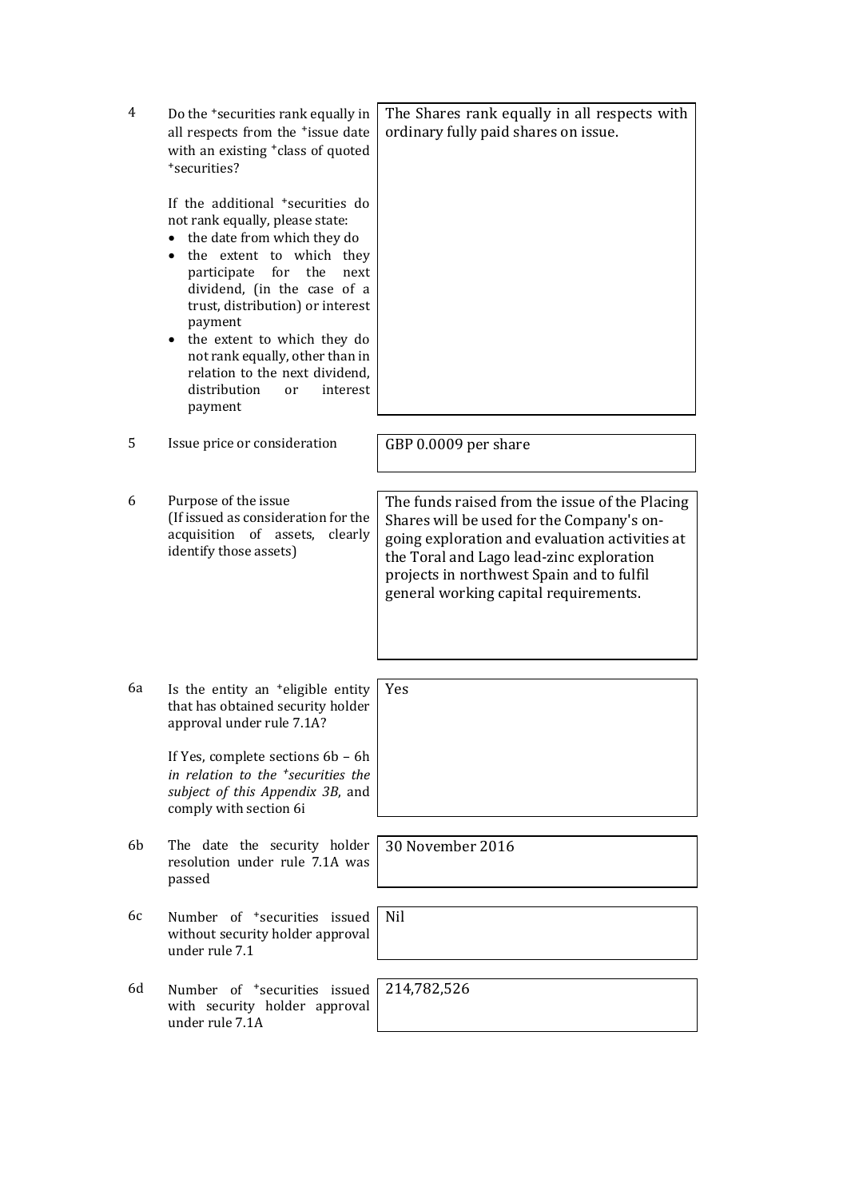| | | |
|---|---|---|
| 4 | Do the +securities rank equally in all respects from the +issue date with an existing +class of quoted +securities?<br><br>If the additional +securities do not rank equally, please state:<br>• the date from which they do<br>• the extent to which they participate for the next dividend, (in the case of a trust, distribution) or interest payment<br>• the extent to which they do not rank equally, other than in relation to the next dividend, distribution or interest payment | The Shares rank equally in all respects with ordinary fully paid shares on issue. |
| 5 | Issue price or consideration | GBP 0.0009 per share |
| 6 | Purpose of the issue<br>(If issued as consideration for the acquisition of assets, clearly identify those assets) | The funds raised from the issue of the Placing Shares will be used for the Company's on-going exploration and evaluation activities at the Toral and Lago lead-zinc exploration projects in northwest Spain and to fulfil general working capital requirements. |
| 6a | Is the entity an +eligible entity that has obtained security holder approval under rule 7.1A?<br><br>If Yes, complete sections 6b – 6h *in relation to the +securities the subject of this Appendix 3B*, and comply with section 6i | Yes |
| 6b | The date the security holder resolution under rule 7.1A was passed | 30 November 2016 |
| 6c | Number of +securities issued without security holder approval under rule 7.1 | Nil |
| 6d | Number of +securities issued with security holder approval under rule 7.1A | 214,782,526 |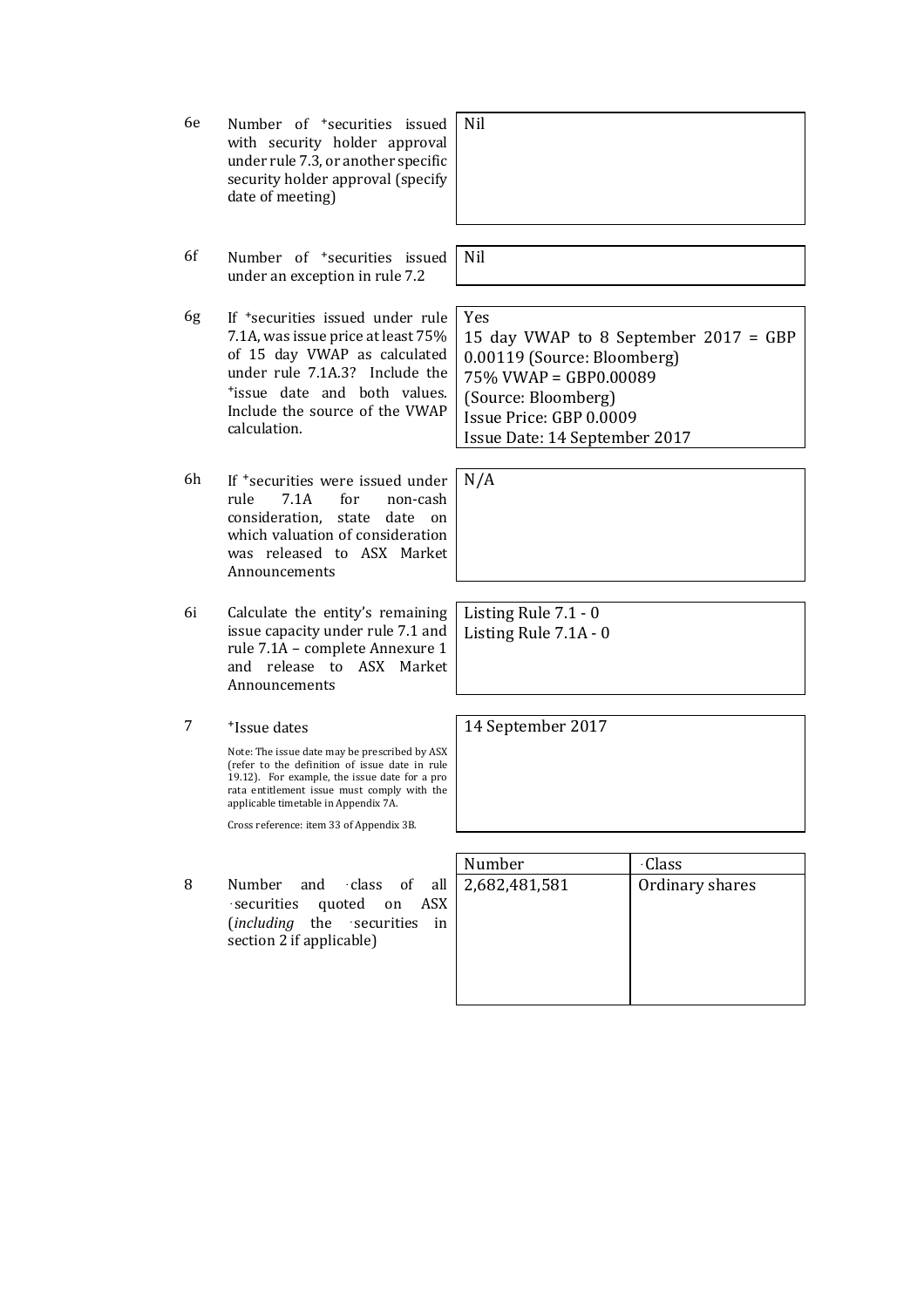| | | |
|---|---|---|
| 6e | Number of +securities issued with security holder approval under rule 7.3, or another specific security holder approval (specify date of meeting) | Nil |
| 6f | Number of +securities issued under an exception in rule 7.2 | Nil |
| 6g | If +securities issued under rule 7.1A, was issue price at least 75% of 15 day VWAP as calculated under rule 7.1A.3? Include the +issue date and both values. Include the source of the VWAP calculation. | Yes<br>15 day VWAP to 8 September 2017 = GBP 0.00119 (Source: Bloomberg)<br>75% VWAP = GBP0.00089<br>(Source: Bloomberg)<br>Issue Price: GBP 0.0009<br>Issue Date: 14 September 2017 |
| 6h | If +securities were issued under rule 7.1A for non-cash consideration, state date on which valuation of consideration was released to ASX Market Announcements | N/A |
| 6i | Calculate the entity's remaining issue capacity under rule 7.1 and rule 7.1A – complete Annexure 1 and release to ASX Market Announcements | Listing Rule 7.1 - 0<br>Listing Rule 7.1A - 0 |
| 7 | +Issue dates<br><br>Note: The issue date may be prescribed by ASX (refer to the definition of issue date in rule 19.12). For example, the issue date for a pro rata entitlement issue must comply with the applicable timetable in Appendix 7A.<br><br>Cross reference: item 33 of Appendix 3B. | 14 September 2017 |

| | | Number | +Class |
|---|---|---|---|
| 8 | Number and +class of all +securities quoted on ASX (*including* the +securities in section 2 if applicable) | 2,682,481,581 | Ordinary shares |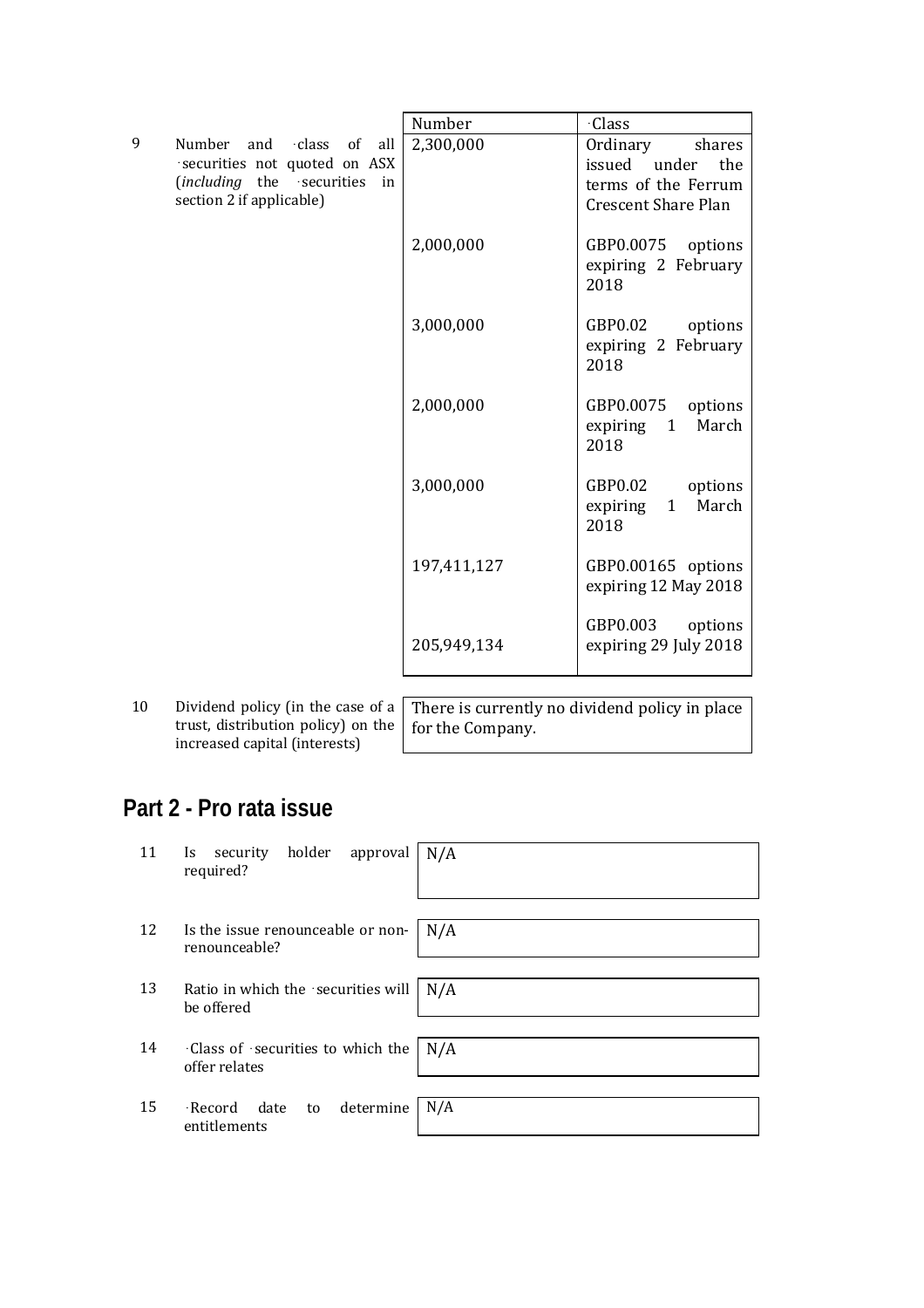| | | Number | +Class |
|---|---|---|---|
| 9 | Number and +class of all +securities not quoted on ASX (*including* the +securities in section 2 if applicable) | 2,300,000 | Ordinary shares issued under the terms of the Ferrum Crescent Share Plan |
| | | 2,000,000 | GBP0.0075 options expiring 2 February 2018 |
| | | 3,000,000 | GBP0.02 options expiring 2 February 2018 |
| | | 2,000,000 | GBP0.0075 options expiring 1 March 2018 |
| | | 3,000,000 | GBP0.02 options expiring 1 March 2018 |
| | | 197,411,127 | GBP0.00165 options expiring 12 May 2018 |
| | | 205,949,134 | GBP0.003 options expiring 29 July 2018 |

| | | |
|---|---|---|
| 10 | Dividend policy (in the case of a trust, distribution policy) on the increased capital (interests) | There is currently no dividend policy in place for the Company. |

## Part 2 - Pro rata issue

| | | |
|---|---|---|
| 11 | Is security holder approval required? | N/A |
| 12 | Is the issue renounceable or non-renounceable? | N/A |
| 13 | Ratio in which the +securities will be offered | N/A |
| 14 | +Class of +securities to which the offer relates | N/A |
| 15 | +Record date to determine entitlements | N/A |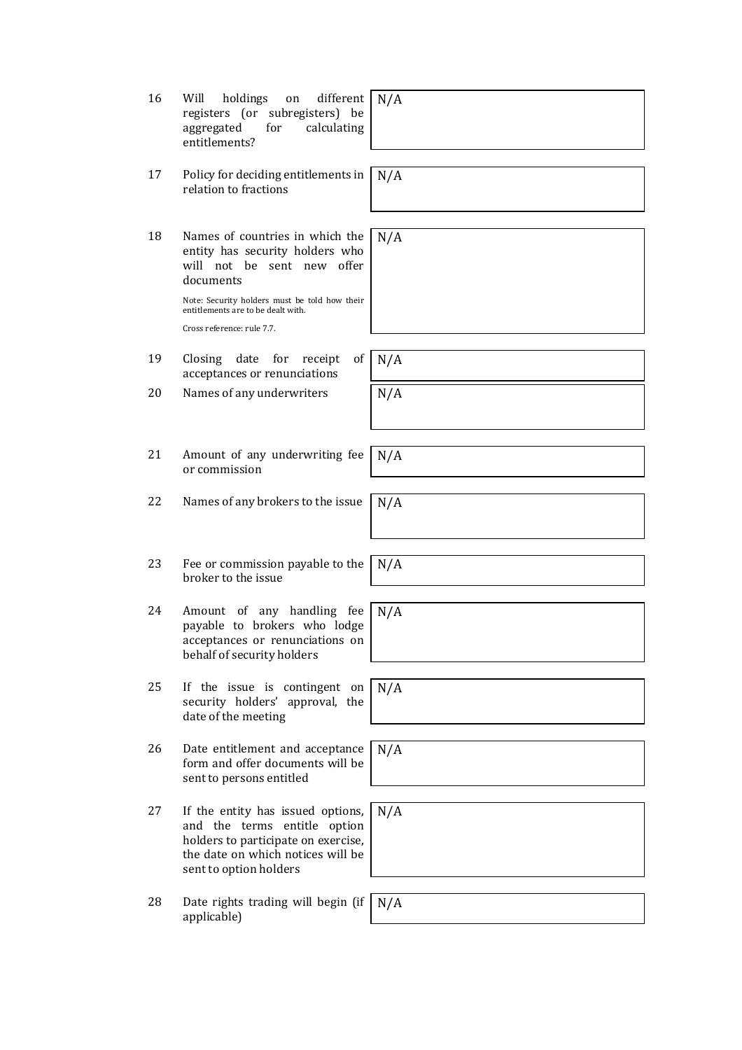| | | |
|---|---|---|
| 16 | Will holdings on different registers (or subregisters) be aggregated for calculating entitlements? | N/A |
| 17 | Policy for deciding entitlements in relation to fractions | N/A |
| 18 | Names of countries in which the entity has security holders who will not be sent new offer documents<br><br>Note: Security holders must be told how their entitlements are to be dealt with.<br><br>Cross reference: rule 7.7. | N/A |
| 19 | Closing date for receipt of acceptances or renunciations | N/A |
| 20 | Names of any underwriters | N/A |
| 21 | Amount of any underwriting fee or commission | N/A |
| 22 | Names of any brokers to the issue | N/A |
| 23 | Fee or commission payable to the broker to the issue | N/A |
| 24 | Amount of any handling fee payable to brokers who lodge acceptances or renunciations on behalf of security holders | N/A |
| 25 | If the issue is contingent on security holders' approval, the date of the meeting | N/A |
| 26 | Date entitlement and acceptance form and offer documents will be sent to persons entitled | N/A |
| 27 | If the entity has issued options, and the terms entitle option holders to participate on exercise, the date on which notices will be sent to option holders | N/A |
| 28 | Date rights trading will begin (if applicable) | N/A |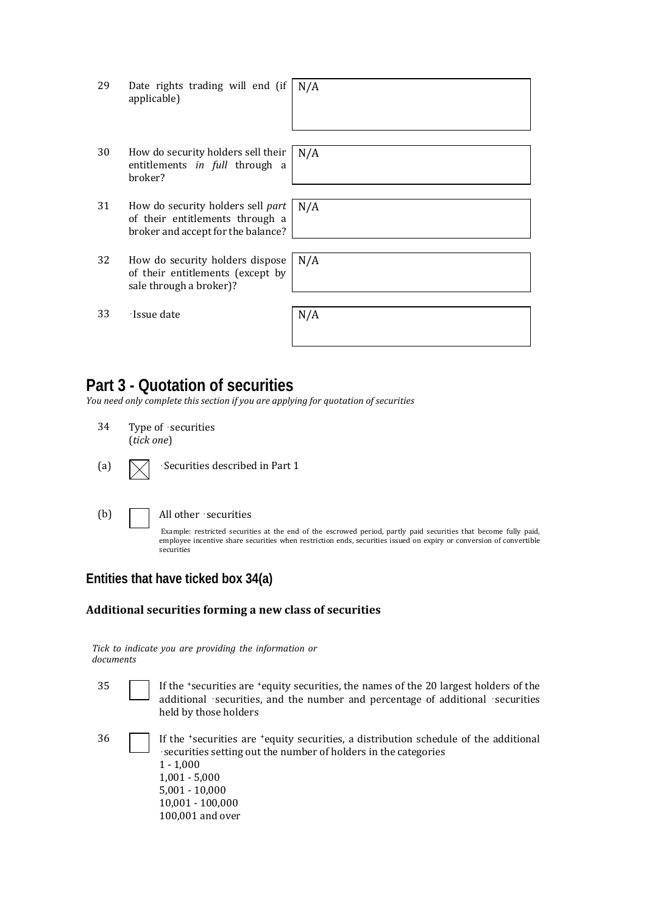| | | |
|---|---|---|
| 29 | Date rights trading will end (if applicable) | N/A |
| 30 | How do security holders sell their entitlements *in full* through a broker? | N/A |
| 31 | How do security holders sell *part* of their entitlements through a broker and accept for the balance? | N/A |
| 32 | How do security holders dispose of their entitlements (except by sale through a broker)? | N/A |
| 33 | +Issue date | N/A |

## Part 3 - Quotation of securities

*You need only complete this section if you are applying for quotation of securities*

34 Type of +securities
(*tick one*)

(a) ☒ +Securities described in Part 1

(b) ☐ All other +securities

Example: restricted securities at the end of the escrowed period, partly paid securities that become fully paid, employee incentive share securities when restriction ends, securities issued on expiry or conversion of convertible securities

### Entities that have ticked box 34(a)

#### Additional securities forming a new class of securities

*Tick to indicate you are providing the information or documents*

35 ☐ If the +securities are +equity securities, the names of the 20 largest holders of the additional +securities, and the number and percentage of additional +securities held by those holders

36 ☐ If the +securities are +equity securities, a distribution schedule of the additional +securities setting out the number of holders in the categories
1 - 1,000
1,001 - 5,000
5,001 - 10,000
10,001 - 100,000
100,001 and over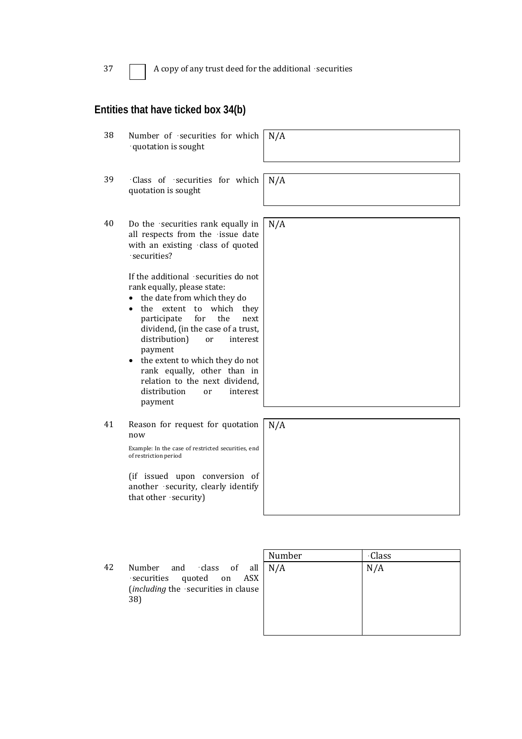37 ☐ A copy of any trust deed for the additional securities

## Entities that have ticked box 34(b)

| | | |
|---|---|---|
| 38 | Number of securities for which quotation is sought | N/A |
| 39 | Class of securities for which quotation is sought | N/A |
| 40 | Do the securities rank equally in all respects from the issue date with an existing class of quoted securities?<br><br>If the additional securities do not rank equally, please state:<br>• the date from which they do<br>• the extent to which they participate for the next dividend, (in the case of a trust, distribution) or interest payment<br>• the extent to which they do not rank equally, other than in relation to the next dividend, distribution or interest payment | N/A |
| 41 | Reason for request for quotation now<br><br>Example: In the case of restricted securities, end of restriction period<br><br>(if issued upon conversion of another security, clearly identify that other security) | N/A |

| | | Number | Class |
|---|---|---|---|
| 42 | Number and class of all securities quoted on ASX (*including* the securities in clause 38) | N/A | N/A |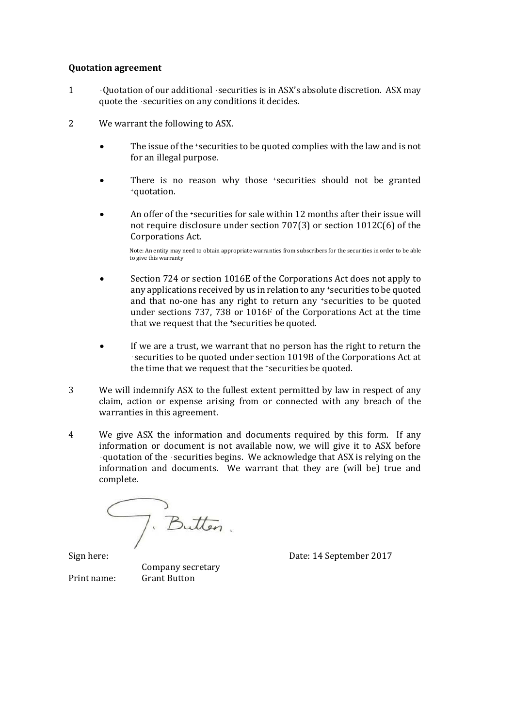**Quotation agreement**

1 +Quotation of our additional +securities is in ASX's absolute discretion. ASX may quote the +securities on any conditions it decides.

2 We warrant the following to ASX.

- The issue of the +securities to be quoted complies with the law and is not for an illegal purpose.
- There is no reason why those +securities should not be granted +quotation.
- An offer of the +securities for sale within 12 months after their issue will not require disclosure under section 707(3) or section 1012C(6) of the Corporations Act.

  Note: An entity may need to obtain appropriate warranties from subscribers for the securities in order to be able to give this warranty

- Section 724 or section 1016E of the Corporations Act does not apply to any applications received by us in relation to any +securities to be quoted and that no-one has any right to return any +securities to be quoted under sections 737, 738 or 1016F of the Corporations Act at the time that we request that the +securities be quoted.
- If we are a trust, we warrant that no person has the right to return the +securities to be quoted under section 1019B of the Corporations Act at the time that we request that the +securities be quoted.

3 We will indemnify ASX to the fullest extent permitted by law in respect of any claim, action or expense arising from or connected with any breach of the warranties in this agreement.

4 We give ASX the information and documents required by this form. If any information or document is not available now, we will give it to ASX before +quotation of the +securities begins. We acknowledge that ASX is relying on the information and documents. We warrant that they are (will be) true and complete.

Sign here: Company secretary

Date: 14 September 2017

Print name: Grant Button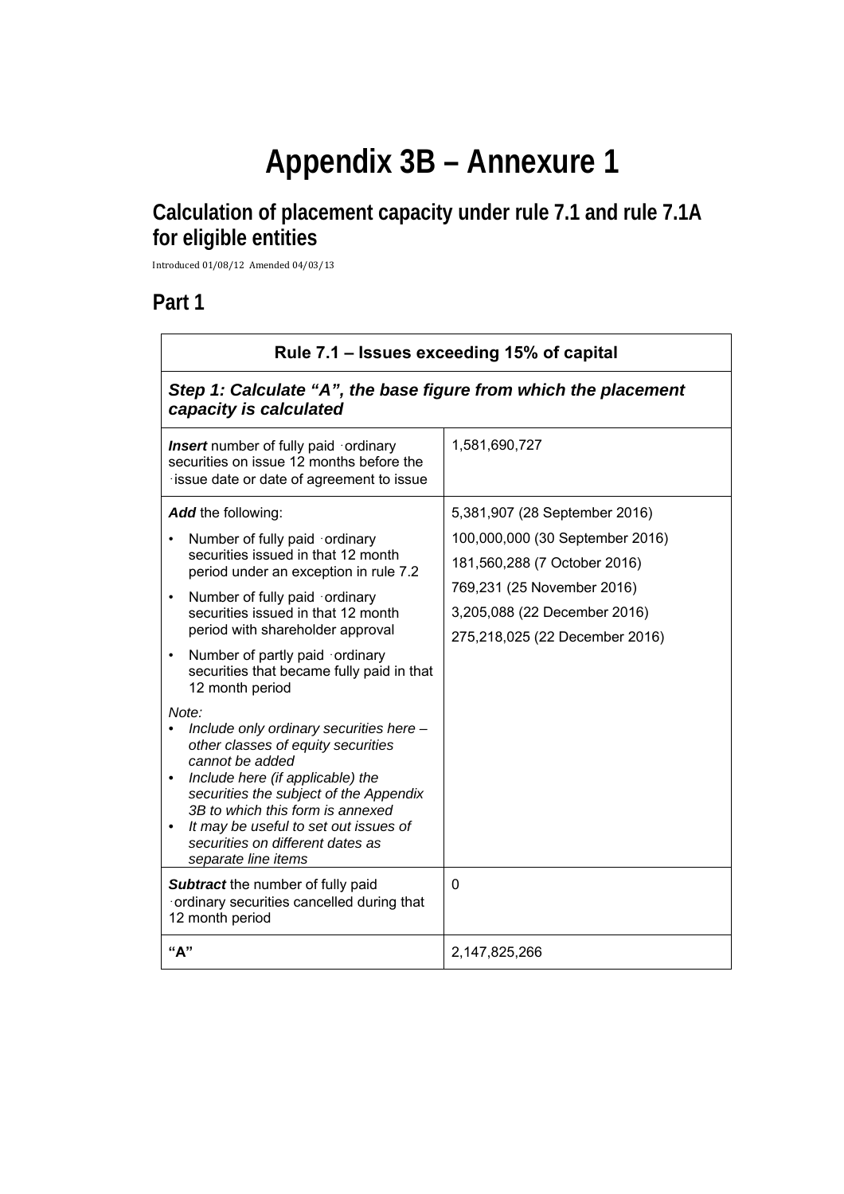# Appendix 3B – Annexure 1

## Calculation of placement capacity under rule 7.1 and rule 7.1A for eligible entities

Introduced 01/08/12 Amended 04/03/13

## Part 1

| Rule 7.1 – Issues exceeding 15% of capital | |
|---|---|
| ***Step 1: Calculate "A", the base figure from which the placement capacity is calculated*** | |
| ***Insert*** number of fully paid ordinary securities on issue 12 months before the issue date or date of agreement to issue | 1,581,690,727 |
| ***Add*** the following:<br>• Number of fully paid ordinary securities issued in that 12 month period under an exception in rule 7.2<br>• Number of fully paid ordinary securities issued in that 12 month period with shareholder approval<br>• Number of partly paid ordinary securities that became fully paid in that 12 month period<br>*Note:*<br>• *Include only ordinary securities here – other classes of equity securities cannot be added*<br>• *Include here (if applicable) the securities the subject of the Appendix 3B to which this form is annexed*<br>• *It may be useful to set out issues of securities on different dates as separate line items* | 5,381,907 (28 September 2016)<br>100,000,000 (30 September 2016)<br>181,560,288 (7 October 2016)<br>769,231 (25 November 2016)<br>3,205,088 (22 December 2016)<br>275,218,025 (22 December 2016) |
| ***Subtract*** the number of fully paid ordinary securities cancelled during that 12 month period | 0 |
| **"A"** | 2,147,825,266 |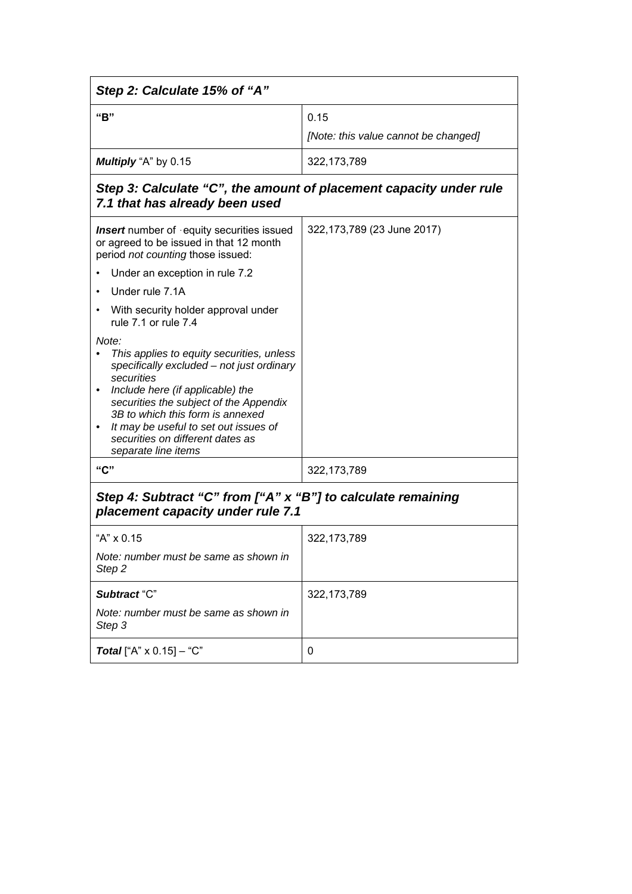| Step 2: Calculate 15% of "A" | |
|---|---|
| **"B"** | 0.15<br>*[Note: this value cannot be changed]* |
| ***Multiply*** "A" by 0.15 | 322,173,789 |
| **Step 3: Calculate "C", the amount of placement capacity under rule 7.1 that has already been used** | |
| ***Insert*** number of equity securities issued or agreed to be issued in that 12 month period *not counting* those issued:<br>• Under an exception in rule 7.2<br>• Under rule 7.1A<br>• With security holder approval under rule 7.1 or rule 7.4<br>*Note:*<br>• *This applies to equity securities, unless specifically excluded – not just ordinary securities*<br>• *Include here (if applicable) the securities the subject of the Appendix 3B to which this form is annexed*<br>• *It may be useful to set out issues of securities on different dates as separate line items* | 322,173,789 (23 June 2017) |
| **"C"** | 322,173,789 |
| **Step 4: Subtract "C" from ["A" x "B"] to calculate remaining placement capacity under rule 7.1** | |
| "A" x 0.15<br>*Note: number must be same as shown in Step 2* | 322,173,789 |
| ***Subtract*** "C"<br>*Note: number must be same as shown in Step 3* | 322,173,789 |
| ***Total*** ["A" x 0.15] – "C" | 0 |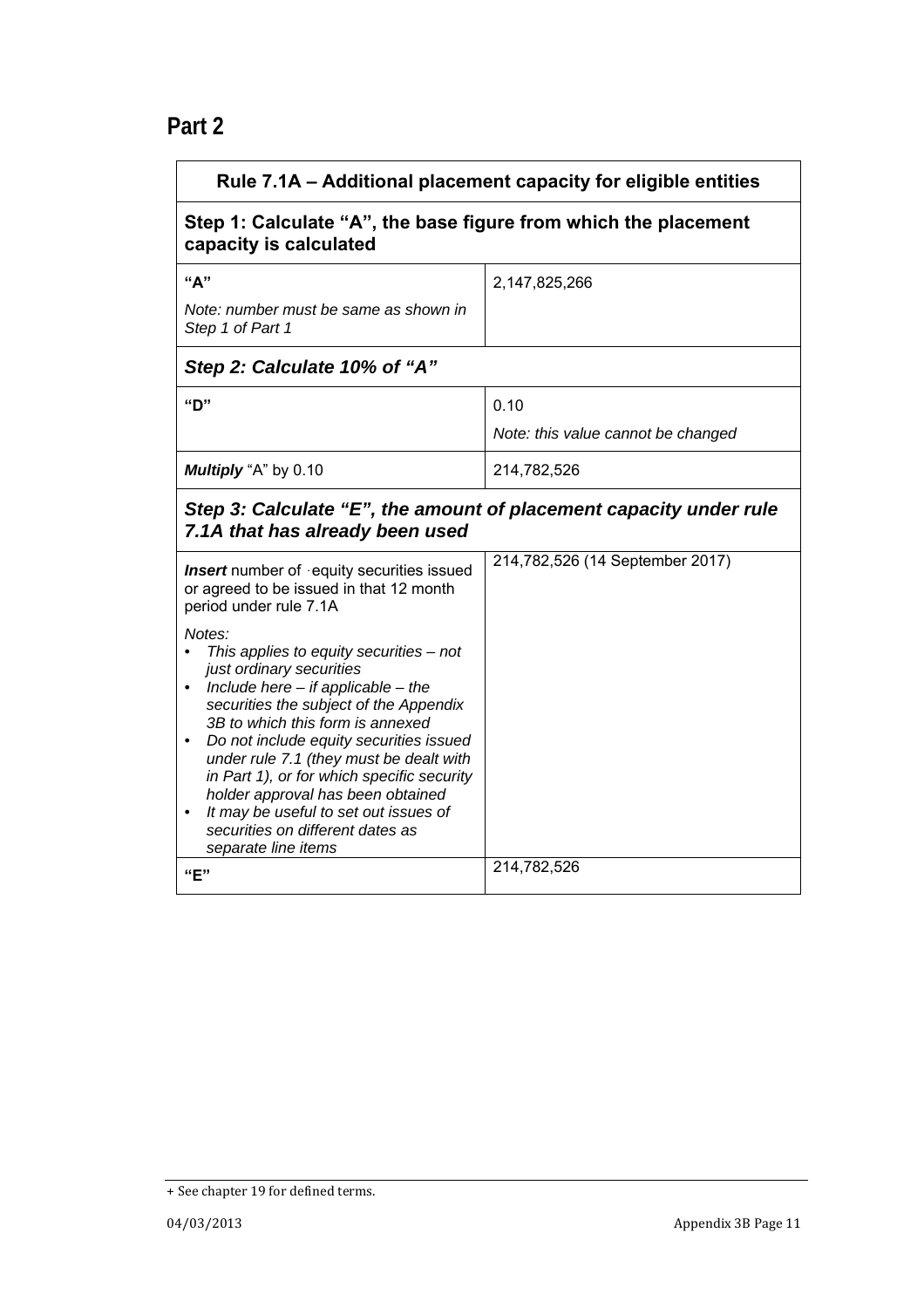## Part 2

| Rule 7.1A – Additional placement capacity for eligible entities | |
|---|---|
| **Step 1: Calculate "A", the base figure from which the placement capacity is calculated** | |
| **"A"**<br>*Note: number must be same as shown in Step 1 of Part 1* | 2,147,825,266 |
| ***Step 2: Calculate 10% of "A"*** | |
| **"D"** | 0.10<br>*Note: this value cannot be changed* |
| ***Multiply*** "A" by 0.10 | 214,782,526 |
| ***Step 3: Calculate "E", the amount of placement capacity under rule 7.1A that has already been used*** | |
| ***Insert*** number of equity securities issued or agreed to be issued in that 12 month period under rule 7.1A<br>*Notes:*<br>• *This applies to equity securities – not just ordinary securities*<br>• *Include here – if applicable – the securities the subject of the Appendix 3B to which this form is annexed*<br>• *Do not include equity securities issued under rule 7.1 (they must be dealt with in Part 1), or for which specific security holder approval has been obtained*<br>• *It may be useful to set out issues of securities on different dates as separate line items* | 214,782,526 (14 September 2017) |
| **"E"** | 214,782,526 |

+ See chapter 19 for defined terms.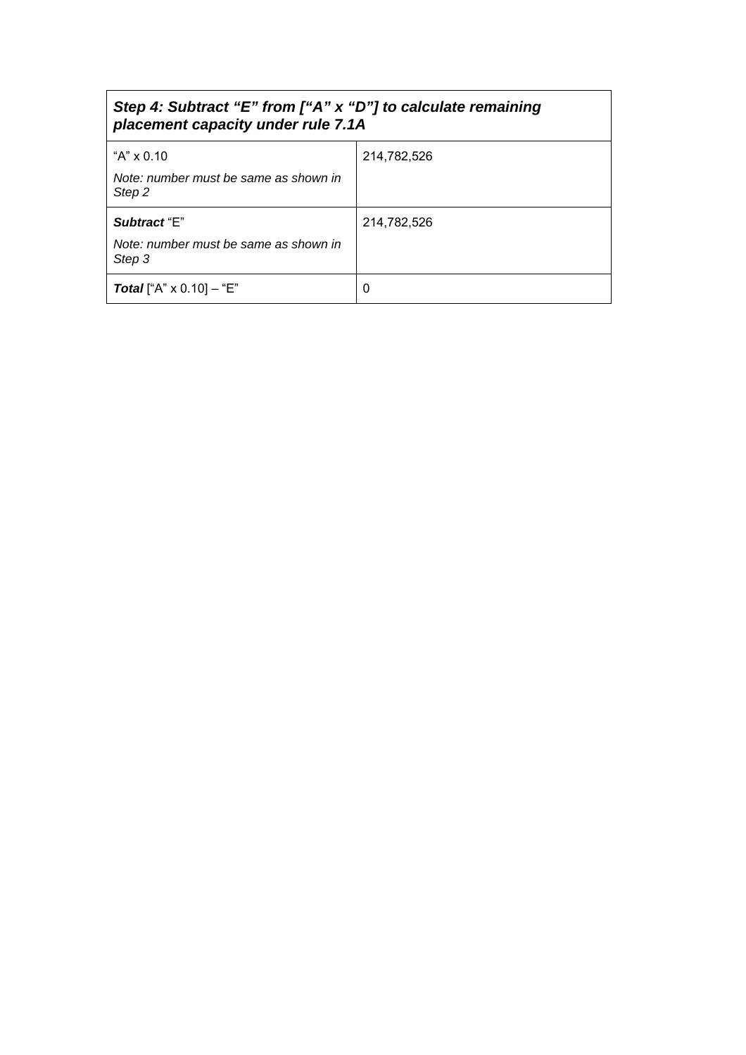| ***Step 4: Subtract "E" from ["A" x "D"] to calculate remaining placement capacity under rule 7.1A*** | |
|---|---|
| "A" x 0.10<br><br>*Note: number must be same as shown in Step 2* | 214,782,526 |
| ***Subtract*** "E"<br><br>*Note: number must be same as shown in Step 3* | 214,782,526 |
| ***Total*** ["A" x 0.10] – "E" | 0 |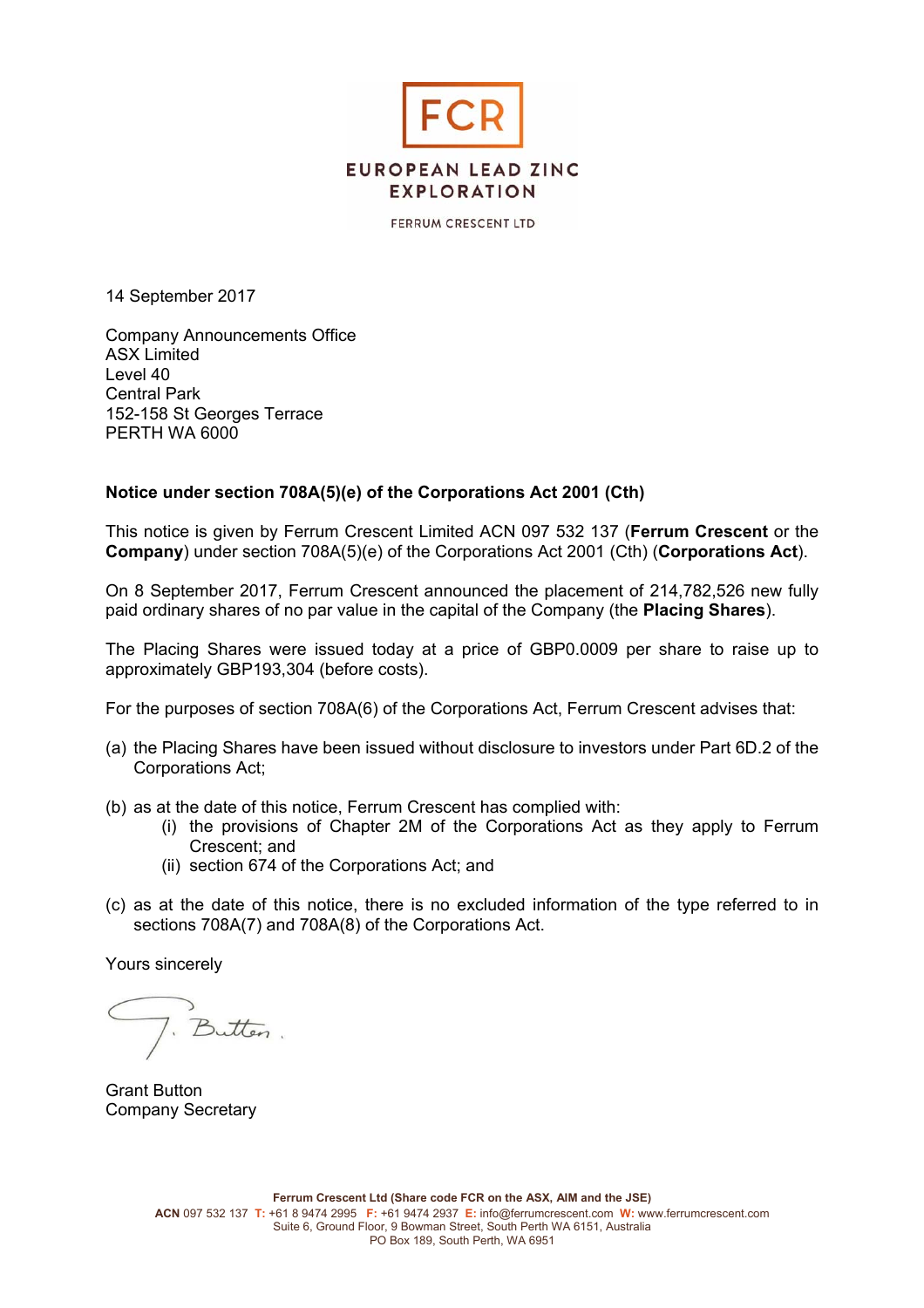FCR

EUROPEAN LEAD ZINC EXPLORATION

FERRUM CRESCENT LTD

14 September 2017

Company Announcements Office
ASX Limited
Level 40
Central Park
152-158 St Georges Terrace
PERTH WA 6000

**Notice under section 708A(5)(e) of the Corporations Act 2001 (Cth)**

This notice is given by Ferrum Crescent Limited ACN 097 532 137 (**Ferrum Crescent** or the **Company**) under section 708A(5)(e) of the Corporations Act 2001 (Cth) (**Corporations Act**).

On 8 September 2017, Ferrum Crescent announced the placement of 214,782,526 new fully paid ordinary shares of no par value in the capital of the Company (the **Placing Shares**).

The Placing Shares were issued today at a price of GBP0.0009 per share to raise up to approximately GBP193,304 (before costs).

For the purposes of section 708A(6) of the Corporations Act, Ferrum Crescent advises that:

(a) the Placing Shares have been issued without disclosure to investors under Part 6D.2 of the Corporations Act;

(b) as at the date of this notice, Ferrum Crescent has complied with:
   (i) the provisions of Chapter 2M of the Corporations Act as they apply to Ferrum Crescent; and
   (ii) section 674 of the Corporations Act; and

(c) as at the date of this notice, there is no excluded information of the type referred to in sections 708A(7) and 708A(8) of the Corporations Act.

Yours sincerely

G. Button

Grant Button
Company Secretary

**Ferrum Crescent Ltd (Share code FCR on the ASX, AIM and the JSE)**
**ACN** 097 532 137 **T:** +61 8 9474 2995 **F:** +61 9474 2937 **E:** info@ferrumcrescent.com **W:** www.ferrumcrescent.com
Suite 6, Ground Floor, 9 Bowman Street, South Perth WA 6151, Australia
PO Box 189, South Perth, WA 6951